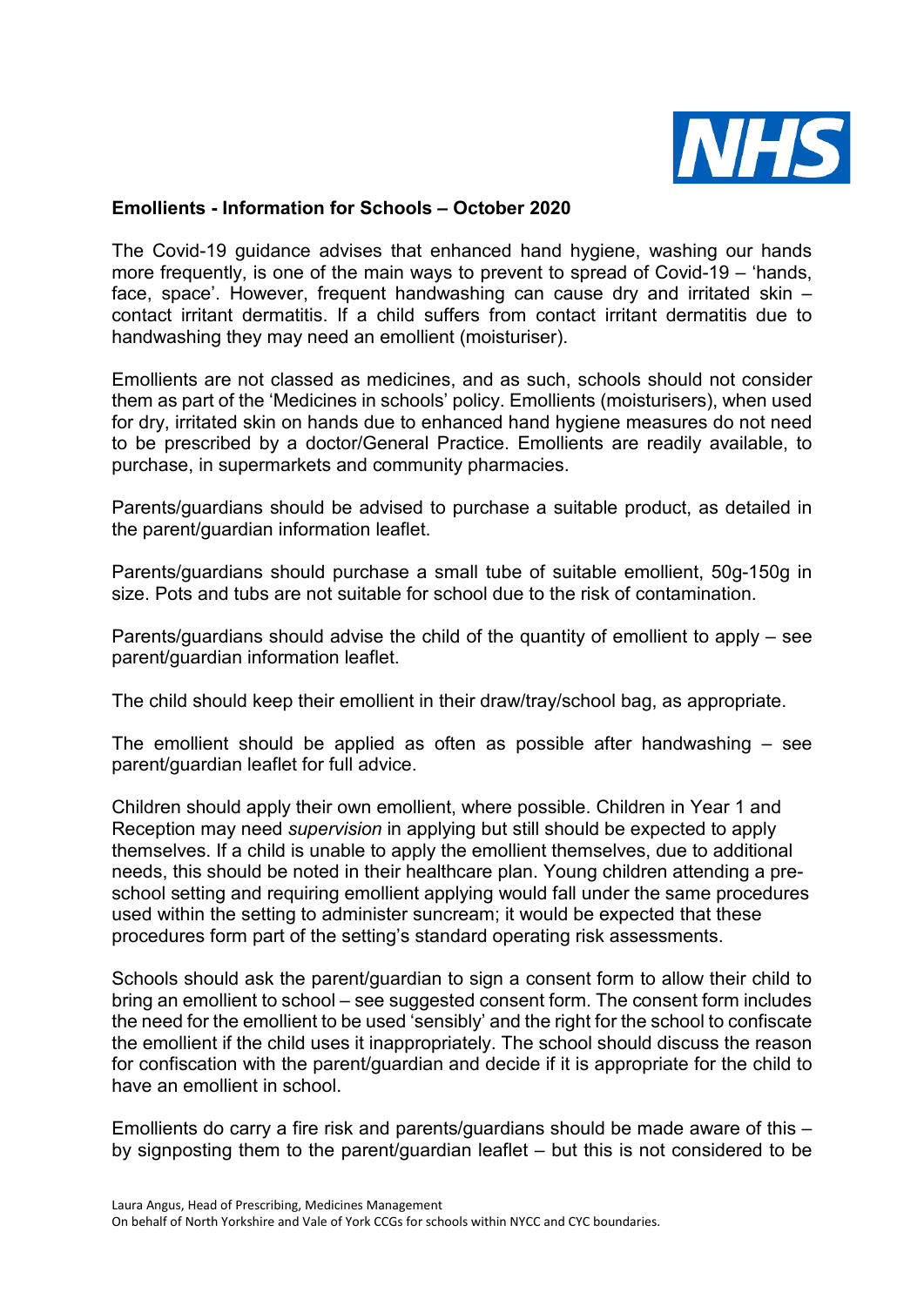**Emollients - Information for Schools – October 2020**

The Covid-19 guidance advises that enhanced hand hygiene, washing our hands more frequently, is one of the main ways to prevent to spread of Covid-19 – 'hands, face, space'. However, frequent handwashing can cause dry and irritated skin – contact irritant dermatitis. If a child suffers from contact irritant dermatitis due to handwashing they may need an emollient (moisturiser).

Emollients are not classed as medicines, and as such, schools should not consider them as part of the 'Medicines in schools' policy. Emollients (moisturisers), when used for dry, irritated skin on hands due to enhanced hand hygiene measures do not need to be prescribed by a doctor/General Practice. Emollients are readily available, to purchase, in supermarkets and community pharmacies.

Parents/guardians should be advised to purchase a suitable product, as detailed in the parent/guardian information leaflet.

Parents/guardians should purchase a small tube of suitable emollient, 50g-150g in size. Pots and tubs are not suitable for school due to the risk of contamination.

Parents/guardians should advise the child of the quantity of emollient to apply – see parent/guardian information leaflet.

The child should keep their emollient in their draw/tray/school bag, as appropriate.

The emollient should be applied as often as possible after handwashing – see parent/guardian leaflet for full advice.

Children should apply their own emollient, where possible. Children in Year 1 and Reception may need *supervision* in applying but still should be expected to apply themselves. If a child is unable to apply the emollient themselves, due to additional needs, this should be noted in their healthcare plan. Young children attending a pre-school setting and requiring emollient applying would fall under the same procedures used within the setting to administer suncream; it would be expected that these procedures form part of the setting's standard operating risk assessments.

Schools should ask the parent/guardian to sign a consent form to allow their child to bring an emollient to school – see suggested consent form. The consent form includes the need for the emollient to be used 'sensibly' and the right for the school to confiscate the emollient if the child uses it inappropriately. The school should discuss the reason for confiscation with the parent/guardian and decide if it is appropriate for the child to have an emollient in school.

Emollients do carry a fire risk and parents/guardians should be made aware of this – by signposting them to the parent/guardian leaflet – but this is not considered to be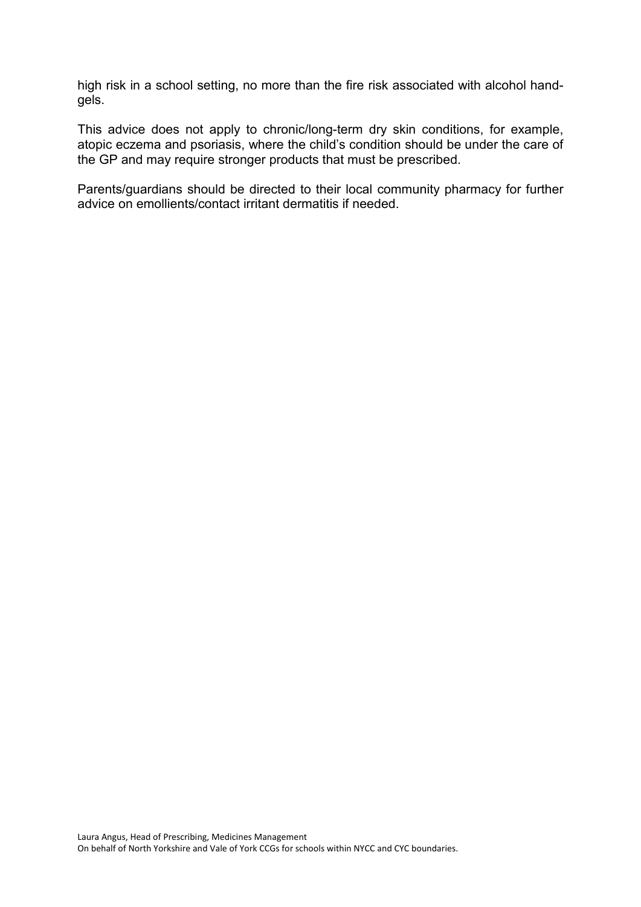high risk in a school setting, no more than the fire risk associated with alcohol hand-gels.

This advice does not apply to chronic/long-term dry skin conditions, for example, atopic eczema and psoriasis, where the child's condition should be under the care of the GP and may require stronger products that must be prescribed.

Parents/guardians should be directed to their local community pharmacy for further advice on emollients/contact irritant dermatitis if needed.

Laura Angus, Head of Prescribing, Medicines Management
On behalf of North Yorkshire and Vale of York CCGs for schools within NYCC and CYC boundaries.